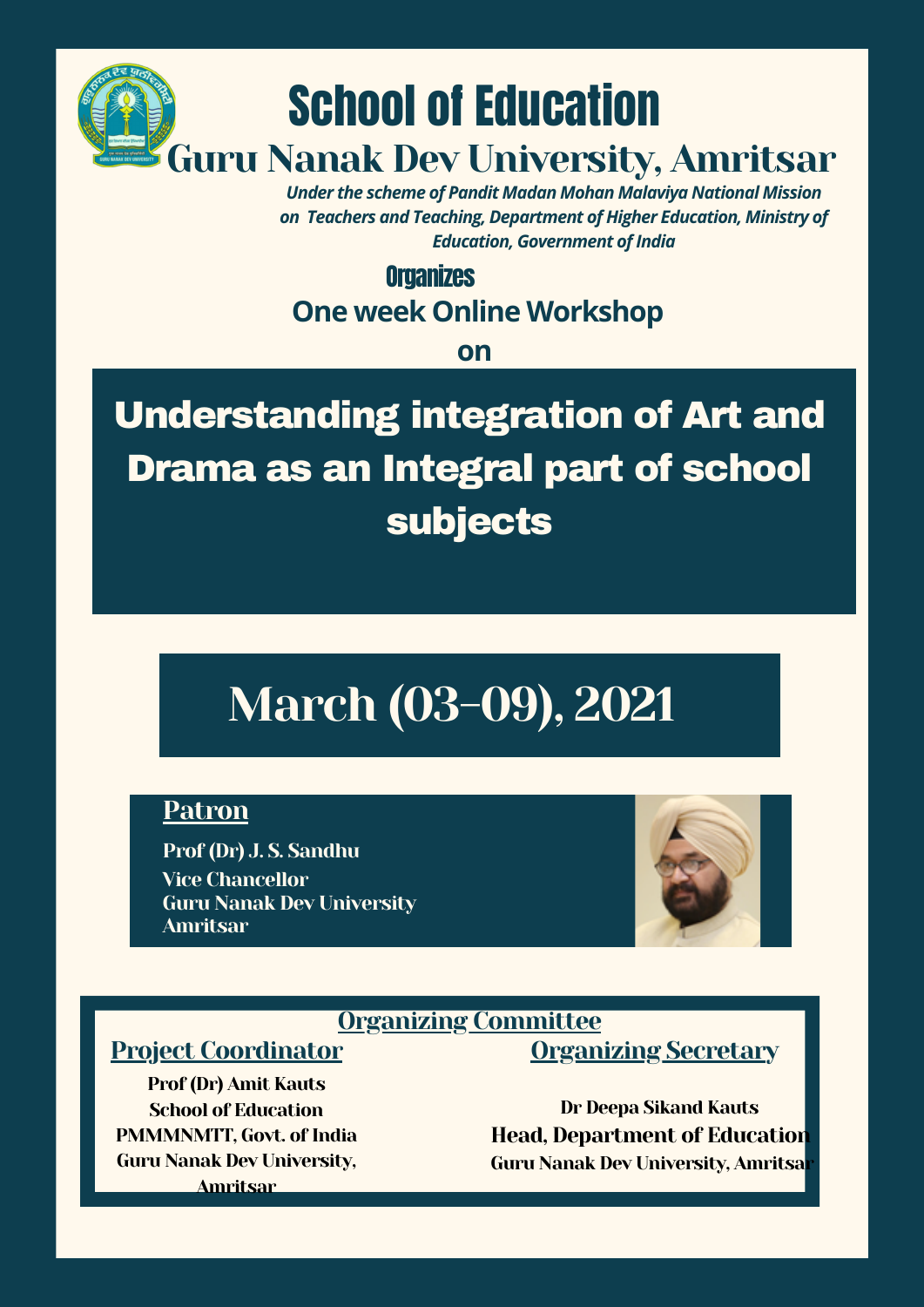# School of Education

## Guru Nanak Dev University, Amritsar

*Under the scheme of Pandit Madan Mohan Malaviya National Mission on Teachers and Teaching, Department of Higher Education, Ministry of Education, Government of India*

**Organizes**

**One week Online Workshop**

**on**

# Understanding integration of Art and Drama as an Integral part of school subjects

## March (03-09), 2021

**Patron**

**Prof (Dr) J. S. Sandhu**
Vice Chancellor
Guru Nanak Dev University
Amritsar

**Organizing Committee**

**Project Coordinator**

Prof (Dr) Amit Kauts
School of Education
PMMMNMTT, Govt. of India
Guru Nanak Dev University, Amritsar

**Organizing Secretary**

Dr Deepa Sikand Kauts
Head, Department of Education
Guru Nanak Dev University, Amritsar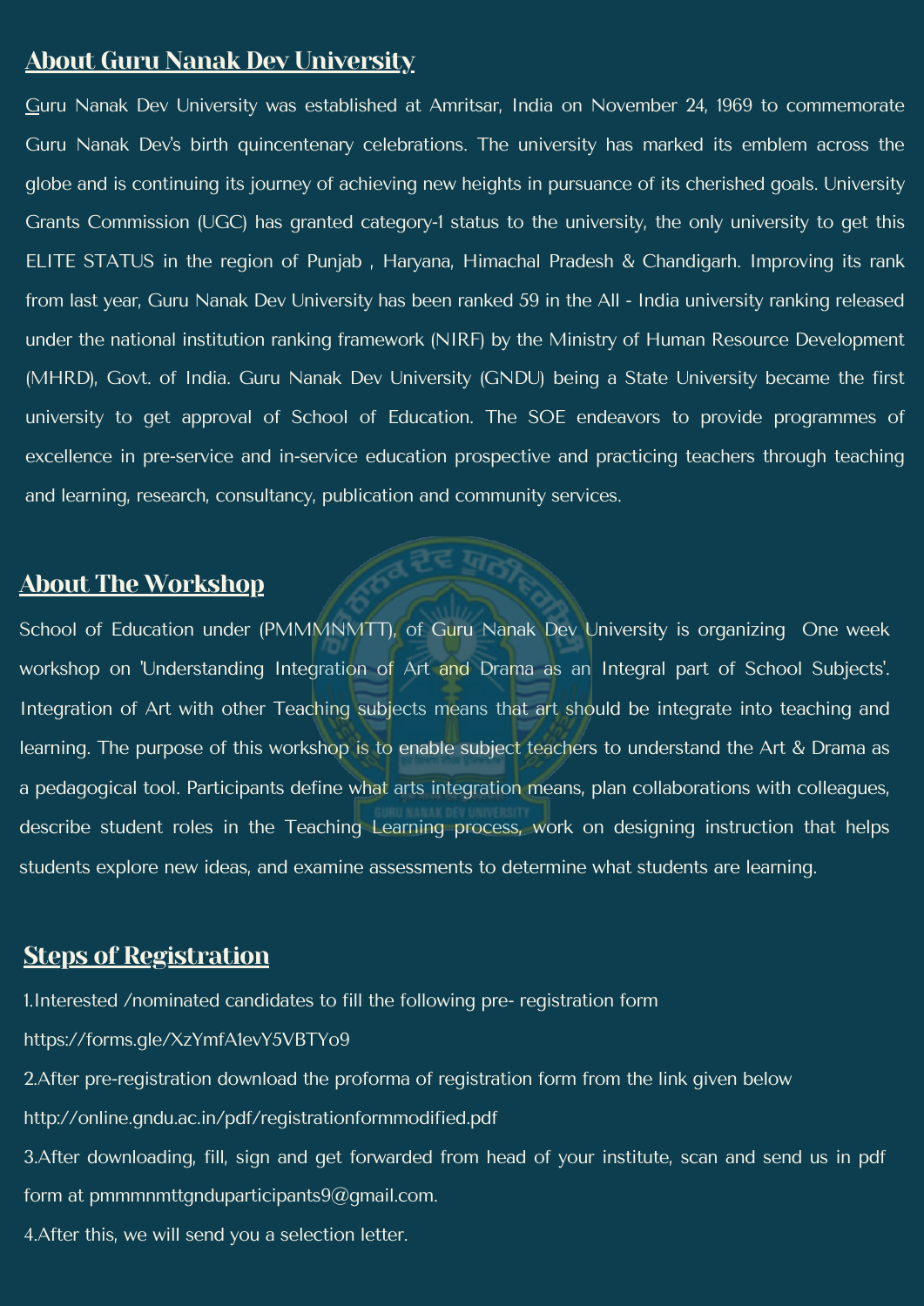## About Guru Nanak Dev University

Guru Nanak Dev University was established at Amritsar, India on November 24, 1969 to commemorate Guru Nanak Dev's birth quincentenary celebrations. The university has marked its emblem across the globe and is continuing its journey of achieving new heights in pursuance of its cherished goals. University Grants Commission (UGC) has granted category-1 status to the university, the only university to get this ELITE STATUS in the region of Punjab , Haryana, Himachal Pradesh & Chandigarh. Improving its rank from last year, Guru Nanak Dev University has been ranked 59 in the All - India university ranking released under the national institution ranking framework (NIRF) by the Ministry of Human Resource Development (MHRD), Govt. of India. Guru Nanak Dev University (GNDU) being a State University became the first university to get approval of School of Education. The SOE endeavors to provide programmes of excellence in pre-service and in-service education prospective and practicing teachers through teaching and learning, research, consultancy, publication and community services.

## About The Workshop

School of Education under (PMMMNMTT), of Guru Nanak Dev University is organizing One week workshop on 'Understanding Integration of Art and Drama as an Integral part of School Subjects'. Integration of Art with other Teaching subjects means that art should be integrate into teaching and learning. The purpose of this workshop is to enable subject teachers to understand the Art & Drama as a pedagogical tool. Participants define what arts integration means, plan collaborations with colleagues, describe student roles in the Teaching Learning process, work on designing instruction that helps students explore new ideas, and examine assessments to determine what students are learning.

## Steps of Registration

1.Interested /nominated candidates to fill the following pre- registration form

https://forms.gle/XzYmfA1evY5VBTYo9

2.After pre-registration download the proforma of registration form from the link given below

http://online.gndu.ac.in/pdf/registrationformmodified.pdf

3.After downloading, fill, sign and get forwarded from head of your institute, scan and send us in pdf form at pmmmnmttgnduparticipants9@gmail.com.

4.After this, we will send you a selection letter.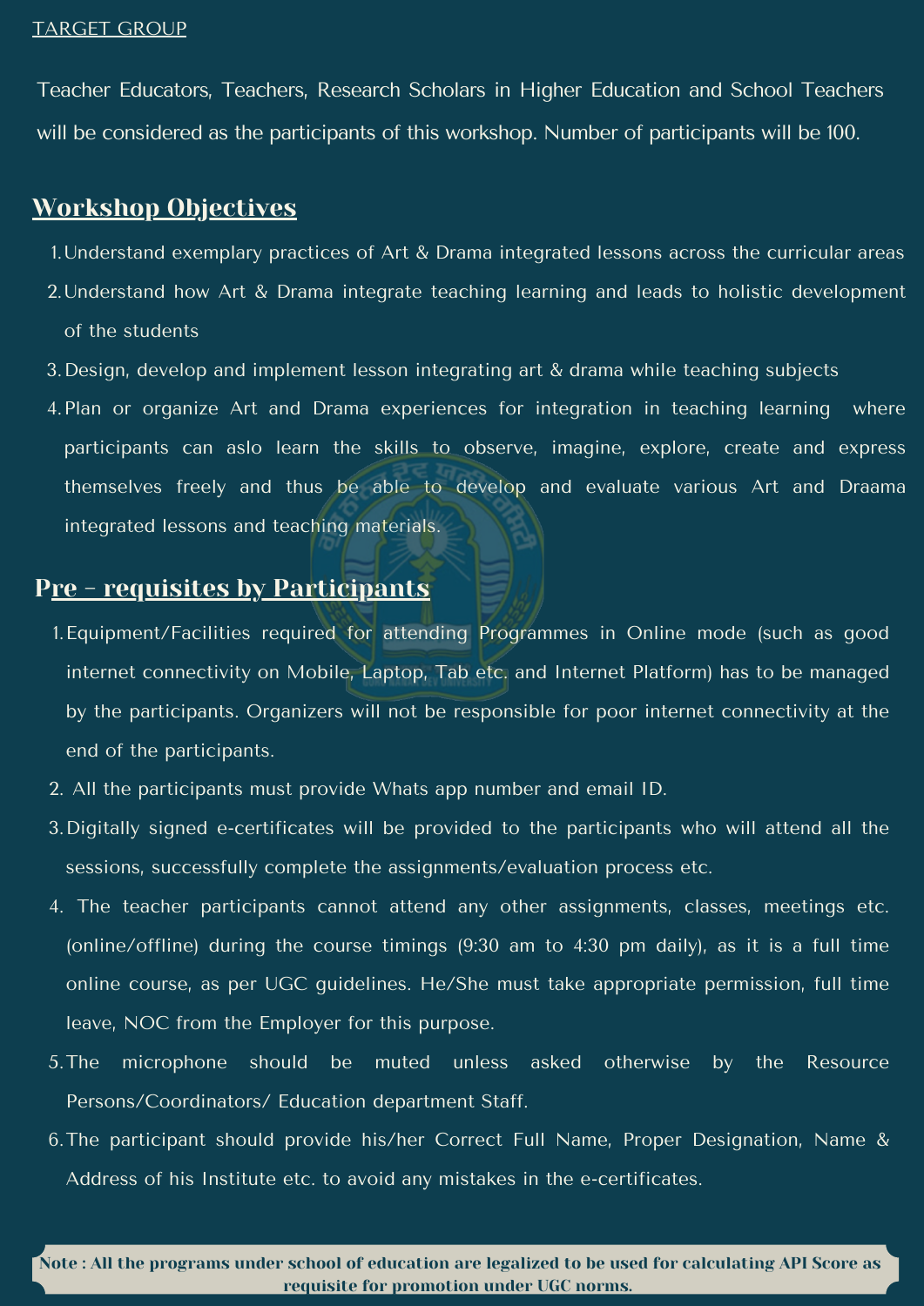TARGET GROUP

Teacher Educators, Teachers, Research Scholars in Higher Education and School Teachers will be considered as the participants of this workshop. Number of participants will be 100.

## Workshop Objectives

1. Understand exemplary practices of Art & Drama integrated lessons across the curricular areas
2. Understand how Art & Drama integrate teaching learning and leads to holistic development of the students
3. Design, develop and implement lesson integrating art & drama while teaching subjects
4. Plan or organize Art and Drama experiences for integration in teaching learning where participants can aslo learn the skills to observe, imagine, explore, create and express themselves freely and thus be able to develop and evaluate various Art and Draama integrated lessons and teaching materials.

## Pre - requisites by Participants

1. Equipment/Facilities required for attending Programmes in Online mode (such as good internet connectivity on Mobile, Laptop, Tab etc. and Internet Platform) has to be managed by the participants. Organizers will not be responsible for poor internet connectivity at the end of the participants.
2. All the participants must provide Whats app number and email ID.
3. Digitally signed e-certificates will be provided to the participants who will attend all the sessions, successfully complete the assignments/evaluation process etc.
4. The teacher participants cannot attend any other assignments, classes, meetings etc. (online/offline) during the course timings (9:30 am to 4:30 pm daily), as it is a full time online course, as per UGC guidelines. He/She must take appropriate permission, full time leave, NOC from the Employer for this purpose.
5. The microphone should be muted unless asked otherwise by the Resource Persons/Coordinators/ Education department Staff.
6. The participant should provide his/her Correct Full Name, Proper Designation, Name & Address of his Institute etc. to avoid any mistakes in the e-certificates.

**Note : All the programs under school of education are legalized to be used for calculating API Score as requisite for promotion under UGC norms.**